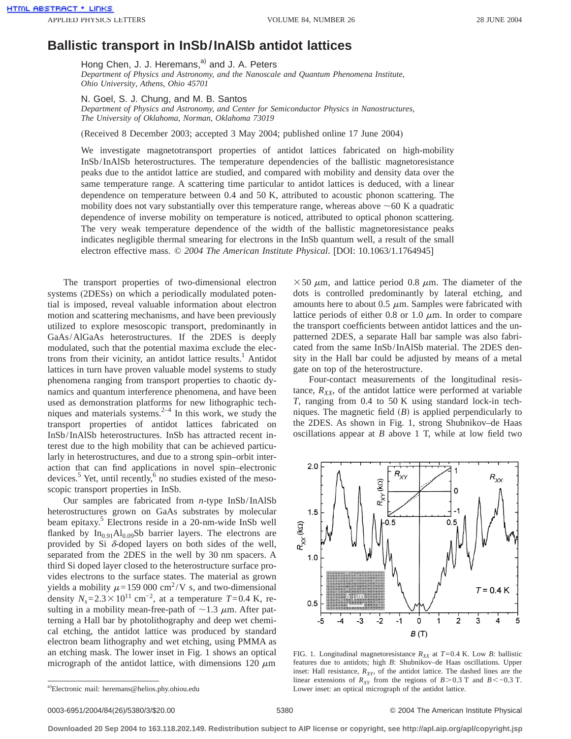# Ballistic transport in InSb/InAlSb antidot lattices

Hong Chen, J. J. Heremans,[a] and J. A. Peters
*Department of Physics and Astronomy, and the Nanoscale and Quantum Phenomena Institute, Ohio University, Athens, Ohio 45701*

N. Goel, S. J. Chung, and M. B. Santos
*Department of Physics and Astronomy, and Center for Semiconductor Physics in Nanostructures, The University of Oklahoma, Norman, Oklahoma 73019*

(Received 8 December 2003; accepted 3 May 2004; published online 17 June 2004)

We investigate magnetotransport properties of antidot lattices fabricated on high-mobility InSb/InAlSb heterostructures. The temperature dependencies of the ballistic magnetoresistance peaks due to the antidot lattice are studied, and compared with mobility and density data over the same temperature range. A scattering time particular to antidot lattices is deduced, with a linear dependence on temperature between 0.4 and 50 K, attributed to acoustic phonon scattering. The mobility does not vary substantially over this temperature range, whereas above ~60 K a quadratic dependence of inverse mobility on temperature is noticed, attributed to optical phonon scattering. The very weak temperature dependence of the width of the ballistic magnetoresistance peaks indicates negligible thermal smearing for electrons in the InSb quantum well, a result of the small electron effective mass. © *2004 The American Institute Physical*. [DOI: 10.1063/1.1764945]

The transport properties of two-dimensional electron systems (2DESs) on which a periodically modulated potential is imposed, reveal valuable information about electron motion and scattering mechanisms, and have been previously utilized to explore mesoscopic transport, predominantly in GaAs/AlGaAs heterostructures. If the 2DES is deeply modulated, such that the potential maxima exclude the electrons from their vicinity, an antidot lattice results.[1] Antidot lattices in turn have proven valuable model systems to study phenomena ranging from transport properties to chaotic dynamics and quantum interference phenomena, and have been used as demonstration platforms for new lithographic techniques and materials systems.[2–4] In this work, we study the transport properties of antidot lattices fabricated on InSb/InAlSb heterostructures. InSb has attracted recent interest due to the high mobility that can be achieved particularly in heterostructures, and due to a strong spin–orbit interaction that can find applications in novel spin–electronic devices.[5] Yet, until recently,[6] no studies existed of the mesoscopic transport properties in InSb.

Our samples are fabricated from *n*-type InSb/InAlSb heterostructures grown on GaAs substrates by molecular beam epitaxy.[5] Electrons reside in a 20-nm-wide InSb well flanked by $In_{0.91}Al_{0.09}Sb$ barrier layers. The electrons are provided by Si $\delta$-doped layers on both sides of the well, separated from the 2DES in the well by 30 nm spacers. A third Si doped layer closed to the heterostructure surface provides electrons to the surface states. The material as grown yields a mobility $\mu = 159\,000\ \mathrm{cm^2/V\ s}$, and two-dimensional density $N_s = 2.3\times10^{11}\ \mathrm{cm^{-2}}$, at a temperature $T = 0.4$ K, resulting in a mobility mean-free-path of ~1.3 $\mu$m. After patterning a Hall bar by photolithography and deep wet chemical etching, the antidot lattice was produced by standard electron beam lithography and wet etching, using PMMA as an etching mask. The lower inset in Fig. 1 shows an optical micrograph of the antidot lattice, with dimensions 120 $\mu$m $\times$50 $\mu$m, and lattice period 0.8 $\mu$m. The diameter of the dots is controlled predominantly by lateral etching, and amounts here to about 0.5 $\mu$m. Samples were fabricated with lattice periods of either 0.8 or 1.0 $\mu$m. In order to compare the transport coefficients between antidot lattices and the unpatterned 2DES, a separate Hall bar sample was also fabricated from the same InSb/InAlSb material. The 2DES density in the Hall bar could be adjusted by means of a metal gate on top of the heterostructure.

Four-contact measurements of the longitudinal resistance, $R_{XX}$, of the antidot lattice were performed at variable $T$, ranging from 0.4 to 50 K using standard lock-in techniques. The magnetic field ($B$) is applied perpendicularly to the 2DES. As shown in Fig. 1, strong Shubnikov–de Haas oscillations appear at $B$ above 1 T, while at low field two

FIG. 1. Longitudinal magnetoresistance $R_{XX}$ at $T=0.4$ K. Low $B$: ballistic features due to antidots; high $B$: Shubnikov–de Haas oscillations. Upper inset: Hall resistance, $R_{XY}$, of the antidot lattice. The dashed lines are the linear extensions of $R_{XY}$ from the regions of $B>0.3$ T and $B<-0.3$ T. Lower inset: an optical micrograph of the antidot lattice.

[a] Electronic mail: heremans@helios.phy.ohiou.edu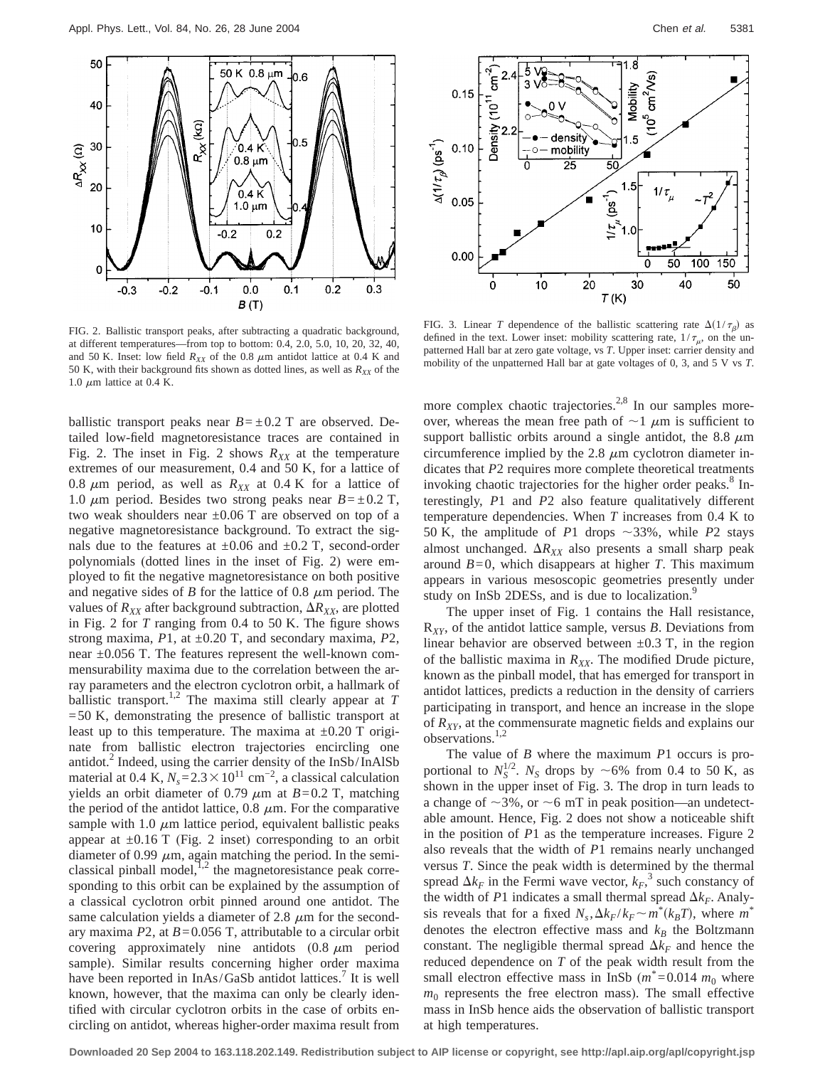FIG. 2. Ballistic transport peaks, after subtracting a quadratic background, at different temperatures—from top to bottom: 0.4, 2.0, 5.0, 10, 20, 32, 40, and 50 K. Inset: low field $R_{XX}$ of the 0.8 $\mu$m antidot lattice at 0.4 K and 50 K, with their background fits shown as dotted lines, as well as $R_{XX}$ of the 1.0 $\mu$m lattice at 0.4 K.

FIG. 3. Linear $T$ dependence of the ballistic scattering rate $\Delta(1/\tau_\beta)$ as defined in the text. Lower inset: mobility scattering rate, $1/\tau_\mu$, on the unpatterned Hall bar at zero gate voltage, vs $T$. Upper inset: carrier density and mobility of the unpatterned Hall bar at gate voltages of 0, 3, and 5 V vs $T$.

ballistic transport peaks near $B = \pm 0.2$ T are observed. Detailed low-field magnetoresistance traces are contained in Fig. 2. The inset in Fig. 2 shows $R_{XX}$ at the temperature extremes of our measurement, 0.4 and 50 K, for a lattice of 0.8 $\mu$m period, as well as $R_{XX}$ at 0.4 K for a lattice of 1.0 $\mu$m period. Besides two strong peaks near $B = \pm 0.2$ T, two weak shoulders near $\pm 0.06$ T are observed on top of a negative magnetoresistance background. To extract the signals due to the features at $\pm 0.06$ and $\pm 0.2$ T, second-order polynomials (dotted lines in the inset of Fig. 2) were employed to fit the negative magnetoresistance on both positive and negative sides of $B$ for the lattice of 0.8 $\mu$m period. The values of $R_{XX}$ after background subtraction, $\Delta R_{XX}$, are plotted in Fig. 2 for $T$ ranging from 0.4 to 50 K. The figure shows strong maxima, $P1$, at $\pm 0.20$ T, and secondary maxima, $P2$, near $\pm 0.056$ T. The features represent the well-known commensurability maxima due to the correlation between the array parameters and the electron cyclotron orbit, a hallmark of ballistic transport.[1,2] The maxima still clearly appear at $T = 50$ K, demonstrating the presence of ballistic transport at least up to this temperature. The maxima at $\pm 0.20$ T originate from ballistic electron trajectories encircling one antidot.[2] Indeed, using the carrier density of the InSb/InAlSb material at 0.4 K, $N_s = 2.3 \times 10^{11}$ cm$^{-2}$, a classical calculation yields an orbit diameter of 0.79 $\mu$m at $B = 0.2$ T, matching the period of the antidot lattice, 0.8 $\mu$m. For the comparative sample with 1.0 $\mu$m lattice period, equivalent ballistic peaks appear at $\pm 0.16$ T (Fig. 2 inset) corresponding to an orbit diameter of 0.99 $\mu$m, again matching the period. In the semiclassical pinball model,[1,2] the magnetoresistance peak corresponding to this orbit can be explained by the assumption of a classical cyclotron orbit pinned around one antidot. The same calculation yields a diameter of 2.8 $\mu$m for the secondary maxima $P2$, at $B = 0.056$ T, attributable to a circular orbit covering approximately nine antidots (0.8 $\mu$m period sample). Similar results concerning higher order maxima have been reported in InAs/GaSb antidot lattices.[7] It is well known, however, that the maxima can only be clearly identified with circular cyclotron orbits in the case of orbits encircling on antidot, whereas higher-order maxima result from more complex chaotic trajectories.[2,8] In our samples moreover, whereas the mean free path of $\sim 1$ $\mu$m is sufficient to support ballistic orbits around a single antidot, the 8.8 $\mu$m circumference implied by the 2.8 $\mu$m cyclotron diameter indicates that $P2$ requires more complete theoretical treatments invoking chaotic trajectories for the higher order peaks.[8] Interestingly, $P1$ and $P2$ also feature qualitatively different temperature dependencies. When $T$ increases from 0.4 K to 50 K, the amplitude of $P1$ drops $\sim 33\%$, while $P2$ stays almost unchanged. $\Delta R_{XX}$ also presents a small sharp peak around $B = 0$, which disappears at higher $T$. This maximum appears in various mesoscopic geometries presently under study on InSb 2DESs, and is due to localization.[9]

The upper inset of Fig. 1 contains the Hall resistance, $R_{XY}$, of the antidot lattice sample, versus $B$. Deviations from linear behavior are observed between $\pm 0.3$ T, in the region of the ballistic maxima in $R_{XX}$. The modified Drude picture, known as the pinball model, that has emerged for transport in antidot lattices, predicts a reduction in the density of carriers participating in transport, and hence an increase in the slope of $R_{XY}$, at the commensurate magnetic fields and explains our observations.[1,2]

The value of $B$ where the maximum $P1$ occurs is proportional to $N_S^{1/2}$. $N_S$ drops by $\sim 6\%$ from 0.4 to 50 K, as shown in the upper inset of Fig. 3. The drop in turn leads to a change of $\sim 3\%$, or $\sim 6$ mT in peak position—an undetectable amount. Hence, Fig. 2 does not show a noticeable shift in the position of $P1$ as the temperature increases. Figure 2 also reveals that the width of $P1$ remains nearly unchanged versus $T$. Since the peak width is determined by the thermal spread $\Delta k_F$ in the Fermi wave vector, $k_F$,[3] such constancy of the width of $P1$ indicates a small thermal spread $\Delta k_F$. Analysis reveals that for a fixed $N_s$, $\Delta k_F / k_F \sim m^*(k_B T)$, where $m^*$ denotes the electron effective mass and $k_B$ the Boltzmann constant. The negligible thermal spread $\Delta k_F$ and hence the reduced dependence on $T$ of the peak width result from the small electron effective mass in InSb ($m^* = 0.014\, m_0$ where $m_0$ represents the free electron mass). The small effective mass in InSb hence aids the observation of ballistic transport at high temperatures.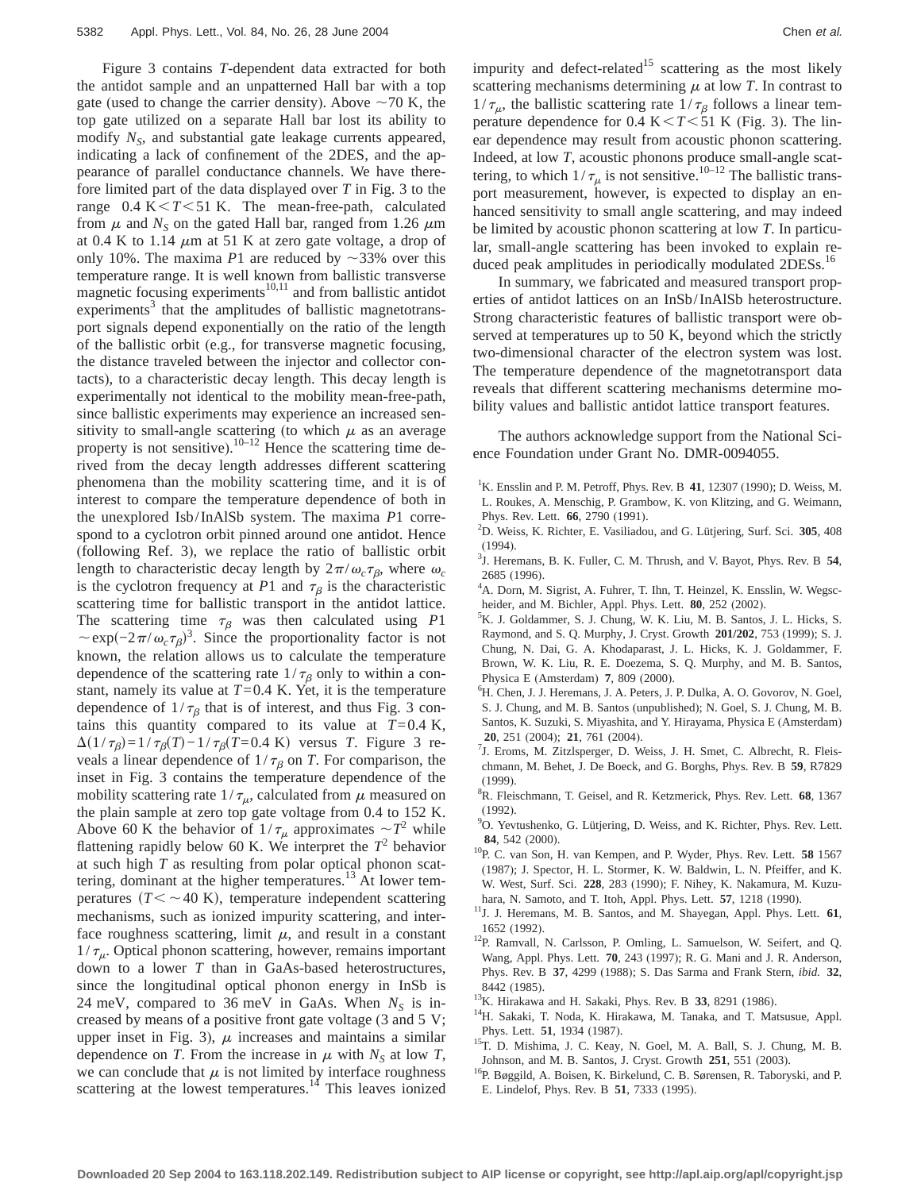Figure 3 contains $T$-dependent data extracted for both the antidot sample and an unpatterned Hall bar with a top gate (used to change the carrier density). Above $\sim$70 K, the top gate utilized on a separate Hall bar lost its ability to modify $N_S$, and substantial gate leakage currents appeared, indicating a lack of confinement of the 2DES, and the appearance of parallel conductance channels. We have therefore limited part of the data displayed over $T$ in Fig. 3 to the range $0.4\ \text{K} < T < 51\ \text{K}$. The mean-free-path, calculated from $\mu$ and $N_S$ on the gated Hall bar, ranged from 1.26 $\mu$m at 0.4 K to 1.14 $\mu$m at 51 K at zero gate voltage, a drop of only 10%. The maxima $P1$ are reduced by $\sim$33% over this temperature range. It is well known from ballistic transverse magnetic focusing experiments[10,11] and from ballistic antidot experiments[3] that the amplitudes of ballistic magnetotransport signals depend exponentially on the ratio of the length of the ballistic orbit (e.g., for transverse magnetic focusing, the distance traveled between the injector and collector contacts), to a characteristic decay length. This decay length is experimentally not identical to the mobility mean-free-path, since ballistic experiments may experience an increased sensitivity to small-angle scattering (to which $\mu$ as an average property is not sensitive).[10–12] Hence the scattering time derived from the decay length addresses different scattering phenomena than the mobility scattering time, and it is of interest to compare the temperature dependence of both in the unexplored Isb/InAlSb system. The maxima $P1$ correspond to a cyclotron orbit pinned around one antidot. Hence (following Ref. 3), we replace the ratio of ballistic orbit length to characteristic decay length by $2\pi/\omega_c\tau_\beta$, where $\omega_c$ is the cyclotron frequency at $P1$ and $\tau_\beta$ is the characteristic scattering time for ballistic transport in the antidot lattice. The scattering time $\tau_\beta$ was then calculated using $P1 \sim \exp(-2\pi/\omega_c\tau_\beta)$[3]. Since the proportionality factor is not known, the relation allows us to calculate the temperature dependence of the scattering rate $1/\tau_\beta$ only to within a constant, namely its value at $T=0.4$ K. Yet, it is the temperature dependence of $1/\tau_\beta$ that is of interest, and thus Fig. 3 contains this quantity compared to its value at $T=0.4$ K, $\Delta(1/\tau_\beta)=1/\tau_\beta(T)-1/\tau_\beta(T=0.4\ \text{K})$ versus $T$. Figure 3 reveals a linear dependence of $1/\tau_\beta$ on $T$. For comparison, the inset in Fig. 3 contains the temperature dependence of the mobility scattering rate $1/\tau_\mu$, calculated from $\mu$ measured on the plain sample at zero top gate voltage from 0.4 to 152 K. Above 60 K the behavior of $1/\tau_\mu$ approximates $\sim T^2$ while flattening rapidly below 60 K. We interpret the $T^2$ behavior at such high $T$ as resulting from polar optical phonon scattering, dominant at the higher temperatures.[13] At lower temperatures ($T < \sim 40$ K), temperature independent scattering mechanisms, such as ionized impurity scattering, and interface roughness scattering, limit $\mu$, and result in a constant $1/\tau_\mu$. Optical phonon scattering, however, remains important down to a lower $T$ than in GaAs-based heterostructures, since the longitudinal optical phonon energy in InSb is 24 meV, compared to 36 meV in GaAs. When $N_S$ is increased by means of a positive front gate voltage (3 and 5 V; upper inset in Fig. 3), $\mu$ increases and maintains a similar dependence on $T$. From the increase in $\mu$ with $N_S$ at low $T$, we can conclude that $\mu$ is not limited by interface roughness scattering at the lowest temperatures.[14] This leaves ionized impurity and defect-related[15] scattering as the most likely scattering mechanisms determining $\mu$ at low $T$. In contrast to $1/\tau_\mu$, the ballistic scattering rate $1/\tau_\beta$ follows a linear temperature dependence for $0.4\ \text{K} < T < 51\ \text{K}$ (Fig. 3). The linear dependence may result from acoustic phonon scattering. Indeed, at low $T$, acoustic phonons produce small-angle scattering, to which $1/\tau_\mu$ is not sensitive.[10–12] The ballistic transport measurement, however, is expected to display an enhanced sensitivity to small angle scattering, and may indeed be limited by acoustic phonon scattering at low $T$. In particular, small-angle scattering has been invoked to explain reduced peak amplitudes in periodically modulated 2DESs.[16]

In summary, we fabricated and measured transport properties of antidot lattices on an InSb/InAlSb heterostructure. Strong characteristic features of ballistic transport were observed at temperatures up to 50 K, beyond which the strictly two-dimensional character of the electron system was lost. The temperature dependence of the magnetotransport data reveals that different scattering mechanisms determine mobility values and ballistic antidot lattice transport features.

The authors acknowledge support from the National Science Foundation under Grant No. DMR-0094055.

[1] K. Ensslin and P. M. Petroff, Phys. Rev. B **41**, 12307 (1990); D. Weiss, M. L. Roukes, A. Menschig, P. Grambow, K. von Klitzing, and G. Weimann, Phys. Rev. Lett. **66**, 2790 (1991).

[2] D. Weiss, K. Richter, E. Vasiliadou, and G. Lütjering, Surf. Sci. **305**, 408 (1994).

[3] J. Heremans, B. K. Fuller, C. M. Thrush, and V. Bayot, Phys. Rev. B **54**, 2685 (1996).

[4] A. Dorn, M. Sigrist, A. Fuhrer, T. Ihn, T. Heinzel, K. Ensslin, W. Wegscheider, and M. Bichler, Appl. Phys. Lett. **80**, 252 (2002).

[5] K. J. Goldammer, S. J. Chung, W. K. Liu, M. B. Santos, J. L. Hicks, S. Raymond, and S. Q. Murphy, J. Cryst. Growth **201/202**, 753 (1999); S. J. Chung, N. Dai, G. A. Khodaparast, J. L. Hicks, K. J. Goldammer, F. Brown, W. K. Liu, R. E. Doezema, S. Q. Murphy, and M. B. Santos, Physica E (Amsterdam) **7**, 809 (2000).

[6] H. Chen, J. J. Heremans, J. A. Peters, J. P. Dulka, A. O. Govorov, N. Goel, S. J. Chung, and M. B. Santos (unpublished); N. Goel, S. J. Chung, M. B. Santos, K. Suzuki, S. Miyashita, and Y. Hirayama, Physica E (Amsterdam) **20**, 251 (2004); **21**, 761 (2004).

[7] J. Eroms, M. Zitzlsperger, D. Weiss, J. H. Smet, C. Albrecht, R. Fleischmann, M. Behet, J. De Boeck, and G. Borghs, Phys. Rev. B **59**, R7829 (1999).

[8] R. Fleischmann, T. Geisel, and R. Ketzmerick, Phys. Rev. Lett. **68**, 1367 (1992).

[9] O. Yevtushenko, G. Lütjering, D. Weiss, and K. Richter, Phys. Rev. Lett. **84**, 542 (2000).

[10] P. C. van Son, H. van Kempen, and P. Wyder, Phys. Rev. Lett. **58** 1567 (1987); J. Spector, H. L. Stormer, K. W. Baldwin, L. N. Pfeiffer, and K. W. West, Surf. Sci. **228**, 283 (1990); F. Nihey, K. Nakamura, M. Kuzuhara, N. Samoto, and T. Itoh, Appl. Phys. Lett. **57**, 1218 (1990).

[11] J. J. Heremans, M. B. Santos, and M. Shayegan, Appl. Phys. Lett. **61**, 1652 (1992).

[12] P. Ramvall, N. Carlsson, P. Omling, L. Samuelson, W. Seifert, and Q. Wang, Appl. Phys. Lett. **70**, 243 (1997); R. G. Mani and J. R. Anderson, Phys. Rev. B **37**, 4299 (1988); S. Das Sarma and Frank Stern, *ibid.* **32**, 8442 (1985).

[13] K. Hirakawa and H. Sakaki, Phys. Rev. B **33**, 8291 (1986).

[14] H. Sakaki, T. Noda, K. Hirakawa, M. Tanaka, and T. Matsusue, Appl. Phys. Lett. **51**, 1934 (1987).

[15] T. D. Mishima, J. C. Keay, N. Goel, M. A. Ball, S. J. Chung, M. B. Johnson, and M. B. Santos, J. Cryst. Growth **251**, 551 (2003).

[16] P. Bøggild, A. Boisen, K. Birkelund, C. B. Sørensen, R. Taboryski, and P. E. Lindelof, Phys. Rev. B **51**, 7333 (1995).